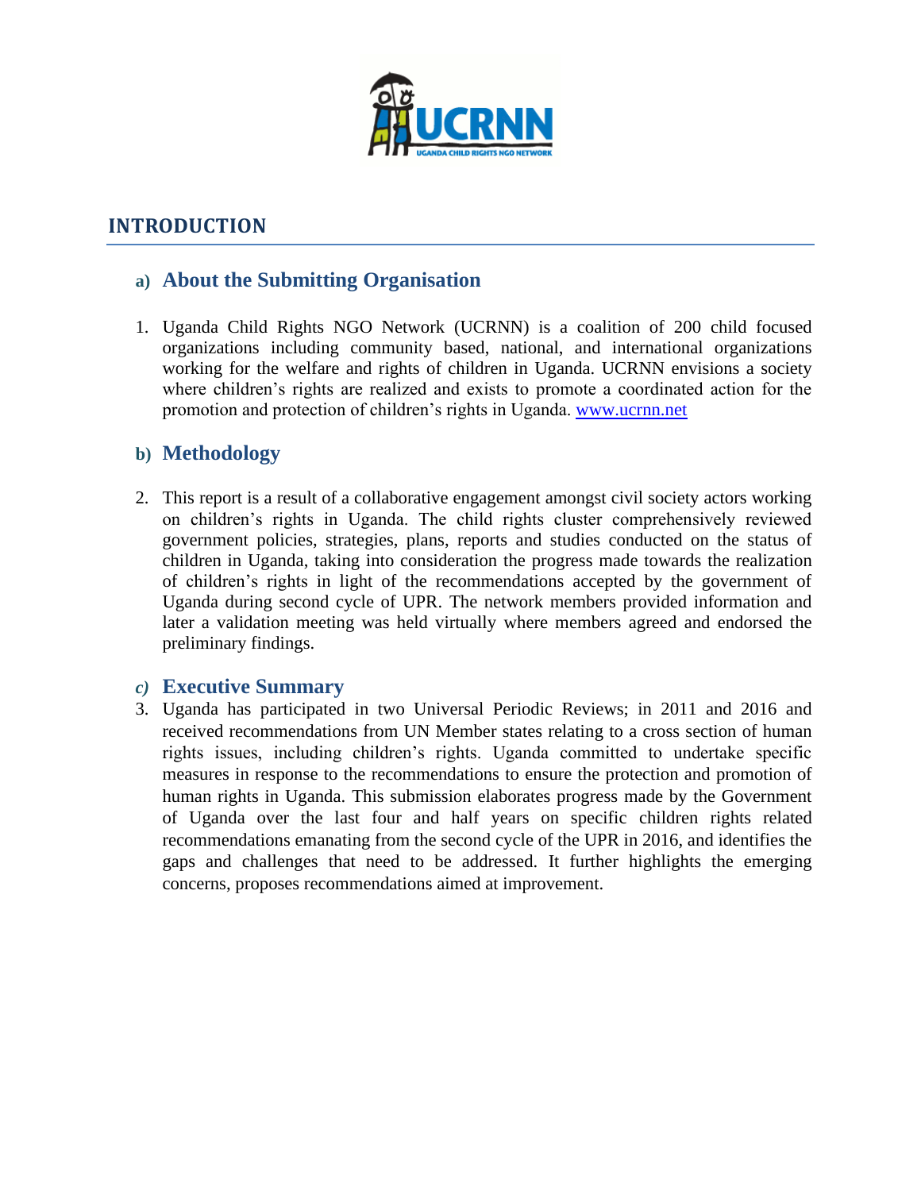## INTRODUCTION

### a) About the Submitting Organisation

1. Uganda Child Rights NGO Network (UCRNN) is a coalition of 200 child focused organizations including community based, national, and international organizations working for the welfare and rights of children in Uganda. UCRNN envisions a society where children's rights are realized and exists to promote a coordinated action for the promotion and protection of children's rights in Uganda. [www.ucrnn.net](http://www.ucrnn.net)

### b) Methodology

2. This report is a result of a collaborative engagement amongst civil society actors working on children's rights in Uganda. The child rights cluster comprehensively reviewed government policies, strategies, plans, reports and studies conducted on the status of children in Uganda, taking into consideration the progress made towards the realization of children's rights in light of the recommendations accepted by the government of Uganda during second cycle of UPR. The network members provided information and later a validation meeting was held virtually where members agreed and endorsed the preliminary findings.

### c) Executive Summary

3. Uganda has participated in two Universal Periodic Reviews; in 2011 and 2016 and received recommendations from UN Member states relating to a cross section of human rights issues, including children's rights. Uganda committed to undertake specific measures in response to the recommendations to ensure the protection and promotion of human rights in Uganda. This submission elaborates progress made by the Government of Uganda over the last four and half years on specific children rights related recommendations emanating from the second cycle of the UPR in 2016, and identifies the gaps and challenges that need to be addressed. It further highlights the emerging concerns, proposes recommendations aimed at improvement.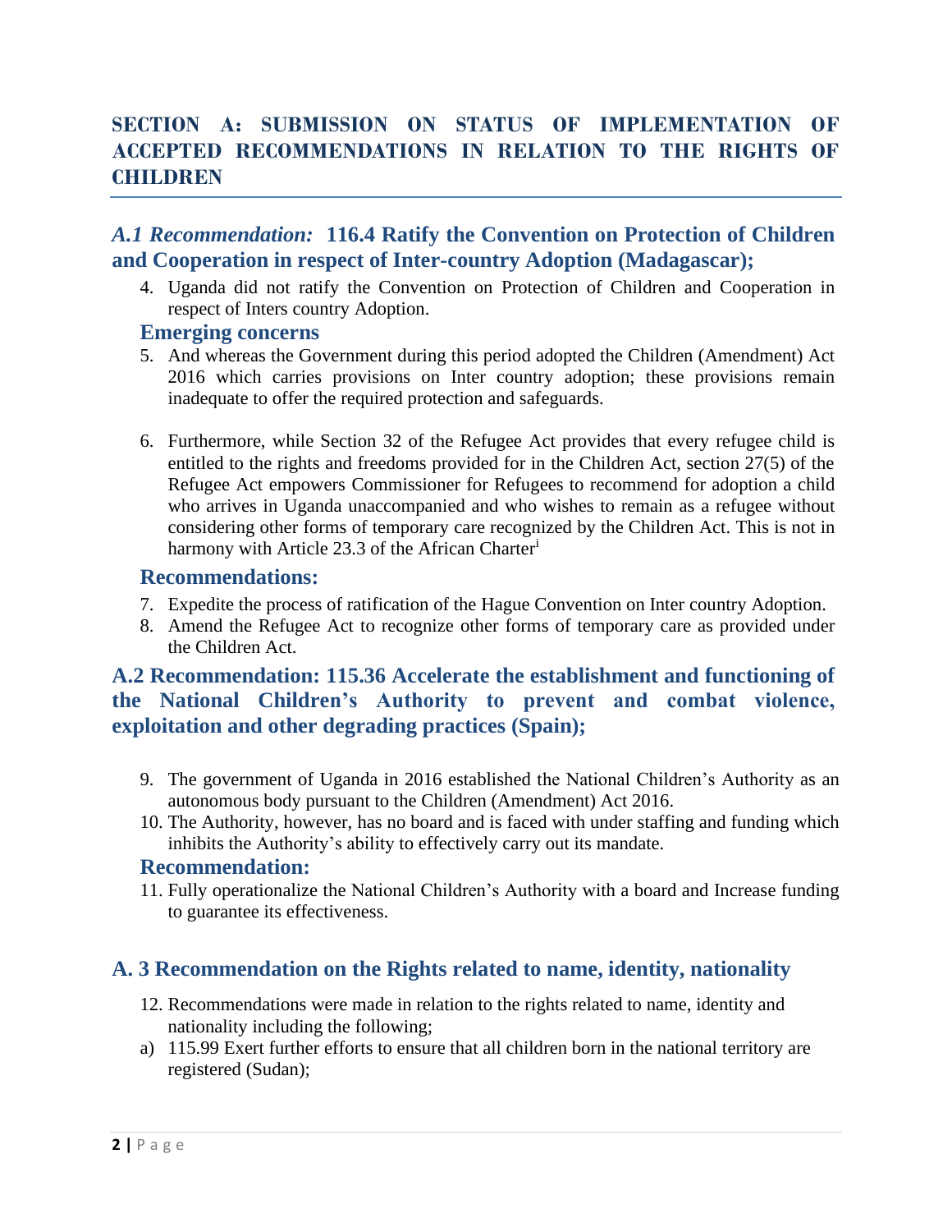## SECTION A: SUBMISSION ON STATUS OF IMPLEMENTATION OF ACCEPTED RECOMMENDATIONS IN RELATION TO THE RIGHTS OF CHILDREN

### *A.1 Recommendation:* 116.4 Ratify the Convention on Protection of Children and Cooperation in respect of Inter-country Adoption (Madagascar);

4. Uganda did not ratify the Convention on Protection of Children and Cooperation in respect of Inters country Adoption.

#### Emerging concerns

5. And whereas the Government during this period adopted the Children (Amendment) Act 2016 which carries provisions on Inter country adoption; these provisions remain inadequate to offer the required protection and safeguards.

6. Furthermore, while Section 32 of the Refugee Act provides that every refugee child is entitled to the rights and freedoms provided for in the Children Act, section 27(5) of the Refugee Act empowers Commissioner for Refugees to recommend for adoption a child who arrives in Uganda unaccompanied and who wishes to remain as a refugee without considering other forms of temporary care recognized by the Children Act. This is not in harmony with Article 23.3 of the African Charter[i]

#### Recommendations:

7. Expedite the process of ratification of the Hague Convention on Inter country Adoption.
8. Amend the Refugee Act to recognize other forms of temporary care as provided under the Children Act.

### A.2 Recommendation: 115.36 Accelerate the establishment and functioning of the National Children's Authority to prevent and combat violence, exploitation and other degrading practices (Spain);

9. The government of Uganda in 2016 established the National Children's Authority as an autonomous body pursuant to the Children (Amendment) Act 2016.
10. The Authority, however, has no board and is faced with under staffing and funding which inhibits the Authority's ability to effectively carry out its mandate.

#### Recommendation:

11. Fully operationalize the National Children's Authority with a board and Increase funding to guarantee its effectiveness.

### A. 3 Recommendation on the Rights related to name, identity, nationality

12. Recommendations were made in relation to the rights related to name, identity and nationality including the following;

a) 115.99 Exert further efforts to ensure that all children born in the national territory are registered (Sudan);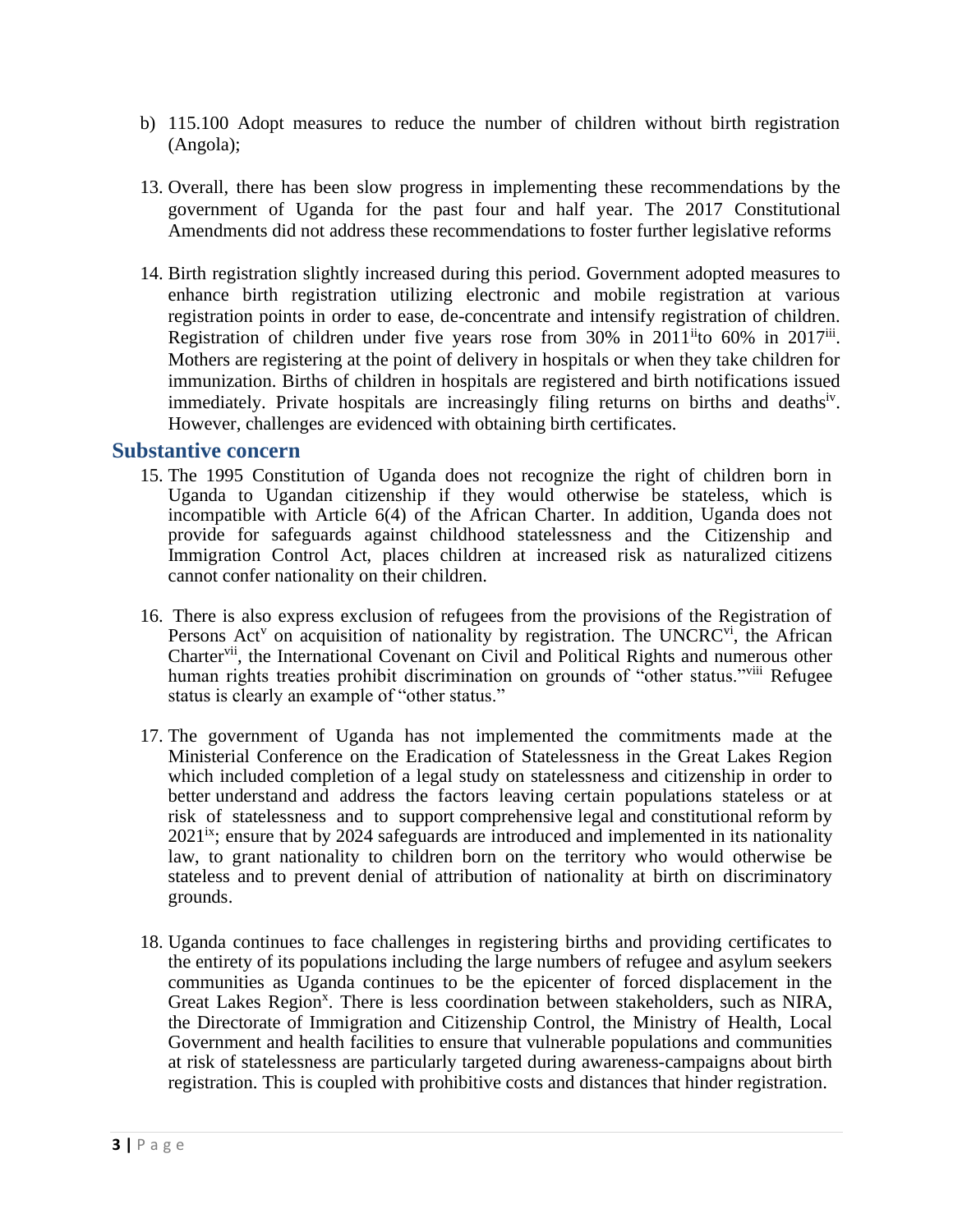b) 115.100 Adopt measures to reduce the number of children without birth registration (Angola);

13. Overall, there has been slow progress in implementing these recommendations by the government of Uganda for the past four and half year. The 2017 Constitutional Amendments did not address these recommendations to foster further legislative reforms

14. Birth registration slightly increased during this period. Government adopted measures to enhance birth registration utilizing electronic and mobile registration at various registration points in order to ease, de-concentrate and intensify registration of children. Registration of children under five years rose from 30% in 2011[ii]to 60% in 2017[iii]. Mothers are registering at the point of delivery in hospitals or when they take children for immunization. Births of children in hospitals are registered and birth notifications issued immediately. Private hospitals are increasingly filing returns on births and deaths[iv]. However, challenges are evidenced with obtaining birth certificates.

## Substantive concern

15. The 1995 Constitution of Uganda does not recognize the right of children born in Uganda to Ugandan citizenship if they would otherwise be stateless, which is incompatible with Article 6(4) of the African Charter. In addition, Uganda does not provide for safeguards against childhood statelessness and the Citizenship and Immigration Control Act, places children at increased risk as naturalized citizens cannot confer nationality on their children.

16. There is also express exclusion of refugees from the provisions of the Registration of Persons Act[v] on acquisition of nationality by registration. The UNCRC[vi], the African Charter[vii], the International Covenant on Civil and Political Rights and numerous other human rights treaties prohibit discrimination on grounds of "other status."[viii] Refugee status is clearly an example of "other status."

17. The government of Uganda has not implemented the commitments made at the Ministerial Conference on the Eradication of Statelessness in the Great Lakes Region which included completion of a legal study on statelessness and citizenship in order to better understand and address the factors leaving certain populations stateless or at risk of statelessness and to support comprehensive legal and constitutional reform by 2021[ix]; ensure that by 2024 safeguards are introduced and implemented in its nationality law, to grant nationality to children born on the territory who would otherwise be stateless and to prevent denial of attribution of nationality at birth on discriminatory grounds.

18. Uganda continues to face challenges in registering births and providing certificates to the entirety of its populations including the large numbers of refugee and asylum seekers communities as Uganda continues to be the epicenter of forced displacement in the Great Lakes Region[x]. There is less coordination between stakeholders, such as NIRA, the Directorate of Immigration and Citizenship Control, the Ministry of Health, Local Government and health facilities to ensure that vulnerable populations and communities at risk of statelessness are particularly targeted during awareness-campaigns about birth registration. This is coupled with prohibitive costs and distances that hinder registration.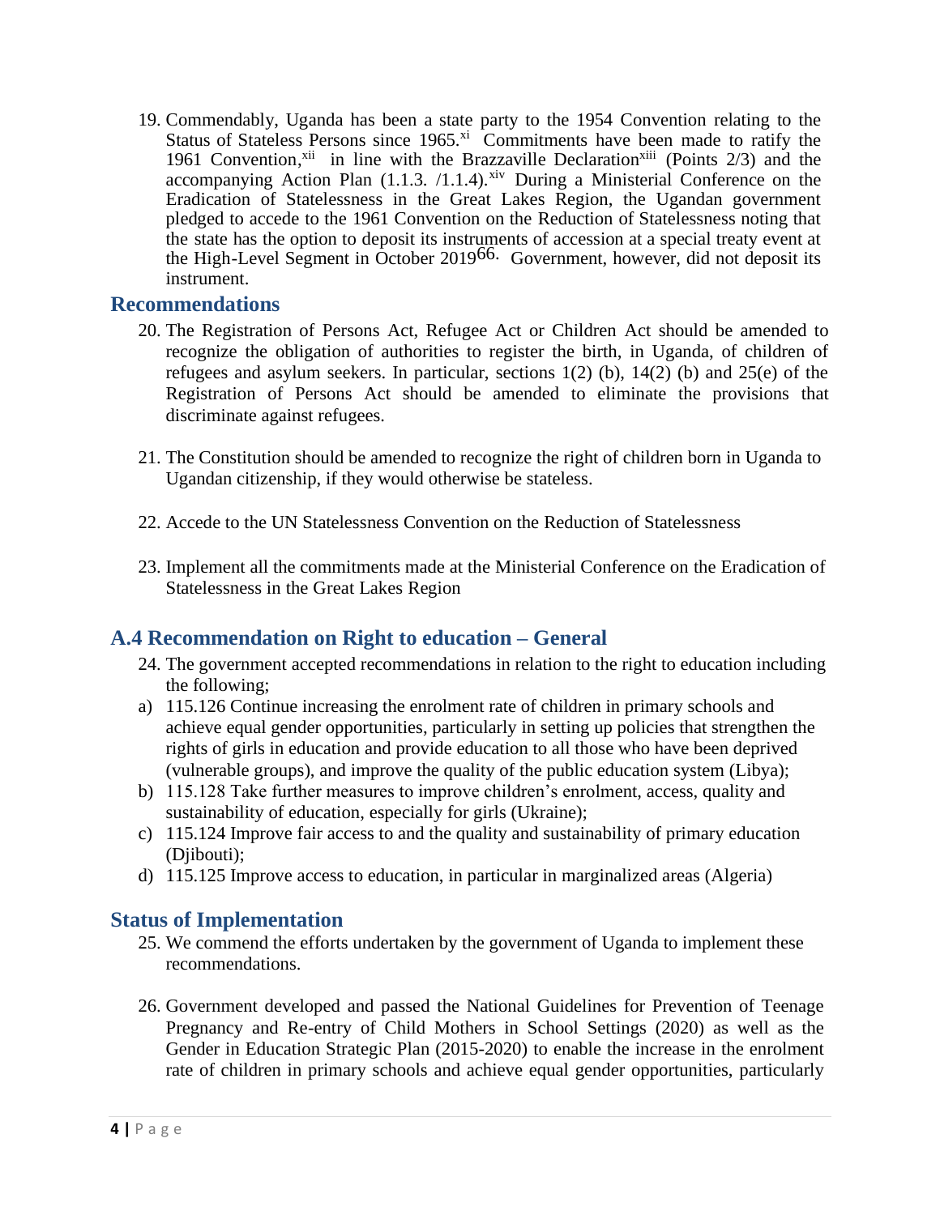19. Commendably, Uganda has been a state party to the 1954 Convention relating to the Status of Stateless Persons since 1965.[xi] Commitments have been made to ratify the 1961 Convention,[xii] in line with the Brazzaville Declaration[xiii] (Points 2/3) and the accompanying Action Plan (1.1.3. /1.1.4).[xiv] During a Ministerial Conference on the Eradication of Statelessness in the Great Lakes Region, the Ugandan government pledged to accede to the 1961 Convention on the Reduction of Statelessness noting that the state has the option to deposit its instruments of accession at a special treaty event at the High-Level Segment in October 2019[66]. Government, however, did not deposit its instrument.

## Recommendations

20. The Registration of Persons Act, Refugee Act or Children Act should be amended to recognize the obligation of authorities to register the birth, in Uganda, of children of refugees and asylum seekers. In particular, sections 1(2) (b), 14(2) (b) and 25(e) of the Registration of Persons Act should be amended to eliminate the provisions that discriminate against refugees.

21. The Constitution should be amended to recognize the right of children born in Uganda to Ugandan citizenship, if they would otherwise be stateless.

22. Accede to the UN Statelessness Convention on the Reduction of Statelessness

23. Implement all the commitments made at the Ministerial Conference on the Eradication of Statelessness in the Great Lakes Region

## A.4 Recommendation on Right to education – General

24. The government accepted recommendations in relation to the right to education including the following;

a) 115.126 Continue increasing the enrolment rate of children in primary schools and achieve equal gender opportunities, particularly in setting up policies that strengthen the rights of girls in education and provide education to all those who have been deprived (vulnerable groups), and improve the quality of the public education system (Libya);
b) 115.128 Take further measures to improve children's enrolment, access, quality and sustainability of education, especially for girls (Ukraine);
c) 115.124 Improve fair access to and the quality and sustainability of primary education (Djibouti);
d) 115.125 Improve access to education, in particular in marginalized areas (Algeria)

## Status of Implementation

25. We commend the efforts undertaken by the government of Uganda to implement these recommendations.

26. Government developed and passed the National Guidelines for Prevention of Teenage Pregnancy and Re-entry of Child Mothers in School Settings (2020) as well as the Gender in Education Strategic Plan (2015-2020) to enable the increase in the enrolment rate of children in primary schools and achieve equal gender opportunities, particularly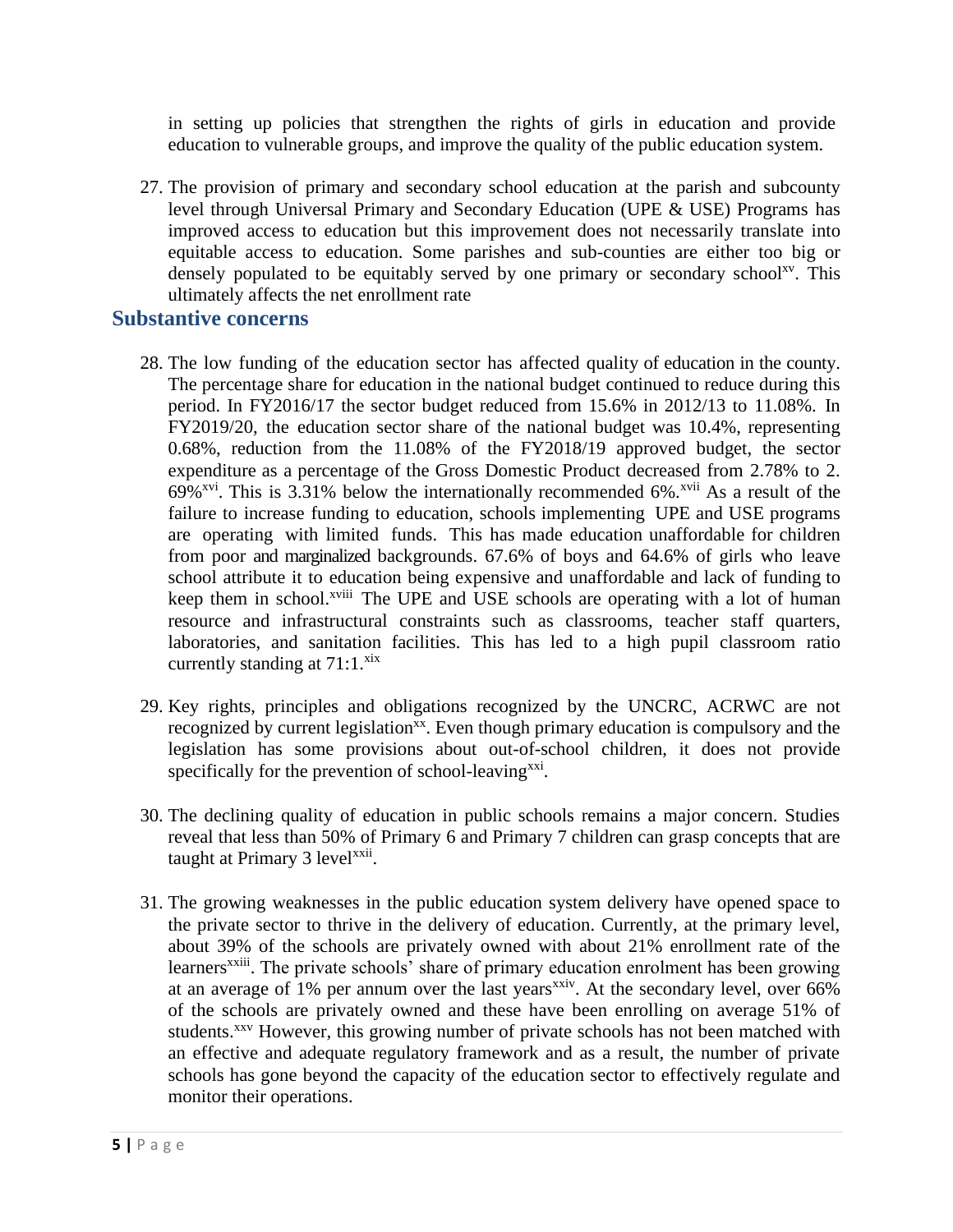in setting up policies that strengthen the rights of girls in education and provide education to vulnerable groups, and improve the quality of the public education system.

27. The provision of primary and secondary school education at the parish and subcounty level through Universal Primary and Secondary Education (UPE & USE) Programs has improved access to education but this improvement does not necessarily translate into equitable access to education. Some parishes and sub-counties are either too big or densely populated to be equitably served by one primary or secondary school[xv]. This ultimately affects the net enrollment rate

## Substantive concerns

28. The low funding of the education sector has affected quality of education in the county. The percentage share for education in the national budget continued to reduce during this period. In FY2016/17 the sector budget reduced from 15.6% in 2012/13 to 11.08%. In FY2019/20, the education sector share of the national budget was 10.4%, representing 0.68%, reduction from the 11.08% of the FY2018/19 approved budget, the sector expenditure as a percentage of the Gross Domestic Product decreased from 2.78% to 2. 69%[xvi]. This is 3.31% below the internationally recommended 6%.[xvii] As a result of the failure to increase funding to education, schools implementing UPE and USE programs are operating with limited funds. This has made education unaffordable for children from poor and marginalized backgrounds. 67.6% of boys and 64.6% of girls who leave school attribute it to education being expensive and unaffordable and lack of funding to keep them in school.[xviii] The UPE and USE schools are operating with a lot of human resource and infrastructural constraints such as classrooms, teacher staff quarters, laboratories, and sanitation facilities. This has led to a high pupil classroom ratio currently standing at 71:1.[xix]

29. Key rights, principles and obligations recognized by the UNCRC, ACRWC are not recognized by current legislation[xx]. Even though primary education is compulsory and the legislation has some provisions about out-of-school children, it does not provide specifically for the prevention of school-leaving[xxi].

30. The declining quality of education in public schools remains a major concern. Studies reveal that less than 50% of Primary 6 and Primary 7 children can grasp concepts that are taught at Primary 3 level[xxii].

31. The growing weaknesses in the public education system delivery have opened space to the private sector to thrive in the delivery of education. Currently, at the primary level, about 39% of the schools are privately owned with about 21% enrollment rate of the learners[xxiii]. The private schools' share of primary education enrolment has been growing at an average of 1% per annum over the last years[xxiv]. At the secondary level, over 66% of the schools are privately owned and these have been enrolling on average 51% of students.[xxv] However, this growing number of private schools has not been matched with an effective and adequate regulatory framework and as a result, the number of private schools has gone beyond the capacity of the education sector to effectively regulate and monitor their operations.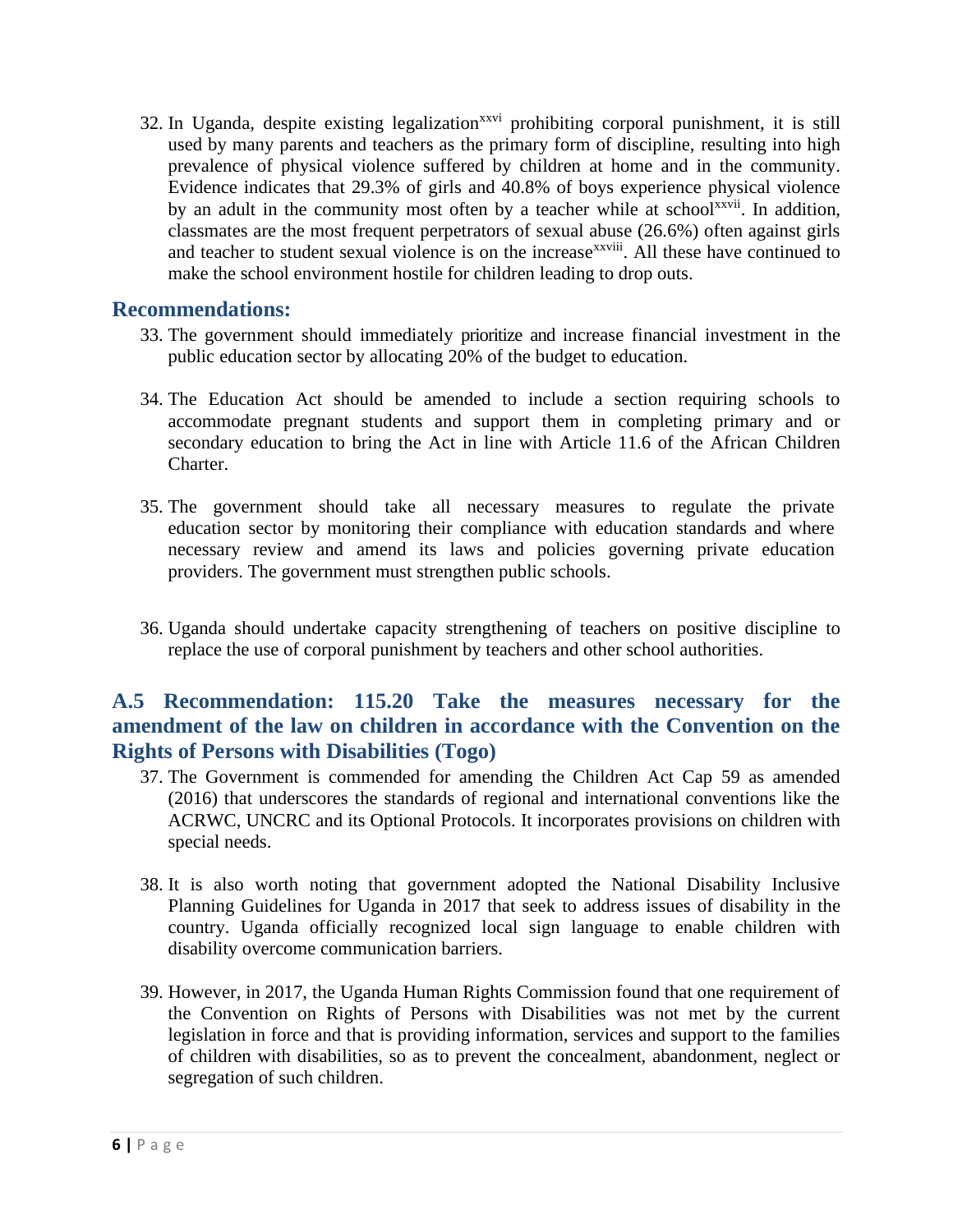32. In Uganda, despite existing legalization[xxvi] prohibiting corporal punishment, it is still used by many parents and teachers as the primary form of discipline, resulting into high prevalence of physical violence suffered by children at home and in the community. Evidence indicates that 29.3% of girls and 40.8% of boys experience physical violence by an adult in the community most often by a teacher while at school[xxvii]. In addition, classmates are the most frequent perpetrators of sexual abuse (26.6%) often against girls and teacher to student sexual violence is on the increase[xxviii]. All these have continued to make the school environment hostile for children leading to drop outs.

## Recommendations:

33. The government should immediately prioritize and increase financial investment in the public education sector by allocating 20% of the budget to education.

34. The Education Act should be amended to include a section requiring schools to accommodate pregnant students and support them in completing primary and or secondary education to bring the Act in line with Article 11.6 of the African Children Charter.

35. The government should take all necessary measures to regulate the private education sector by monitoring their compliance with education standards and where necessary review and amend its laws and policies governing private education providers. The government must strengthen public schools.

36. Uganda should undertake capacity strengthening of teachers on positive discipline to replace the use of corporal punishment by teachers and other school authorities.

## A.5 Recommendation: 115.20 Take the measures necessary for the amendment of the law on children in accordance with the Convention on the Rights of Persons with Disabilities (Togo)

37. The Government is commended for amending the Children Act Cap 59 as amended (2016) that underscores the standards of regional and international conventions like the ACRWC, UNCRC and its Optional Protocols. It incorporates provisions on children with special needs.

38. It is also worth noting that government adopted the National Disability Inclusive Planning Guidelines for Uganda in 2017 that seek to address issues of disability in the country. Uganda officially recognized local sign language to enable children with disability overcome communication barriers.

39. However, in 2017, the Uganda Human Rights Commission found that one requirement of the Convention on Rights of Persons with Disabilities was not met by the current legislation in force and that is providing information, services and support to the families of children with disabilities, so as to prevent the concealment, abandonment, neglect or segregation of such children.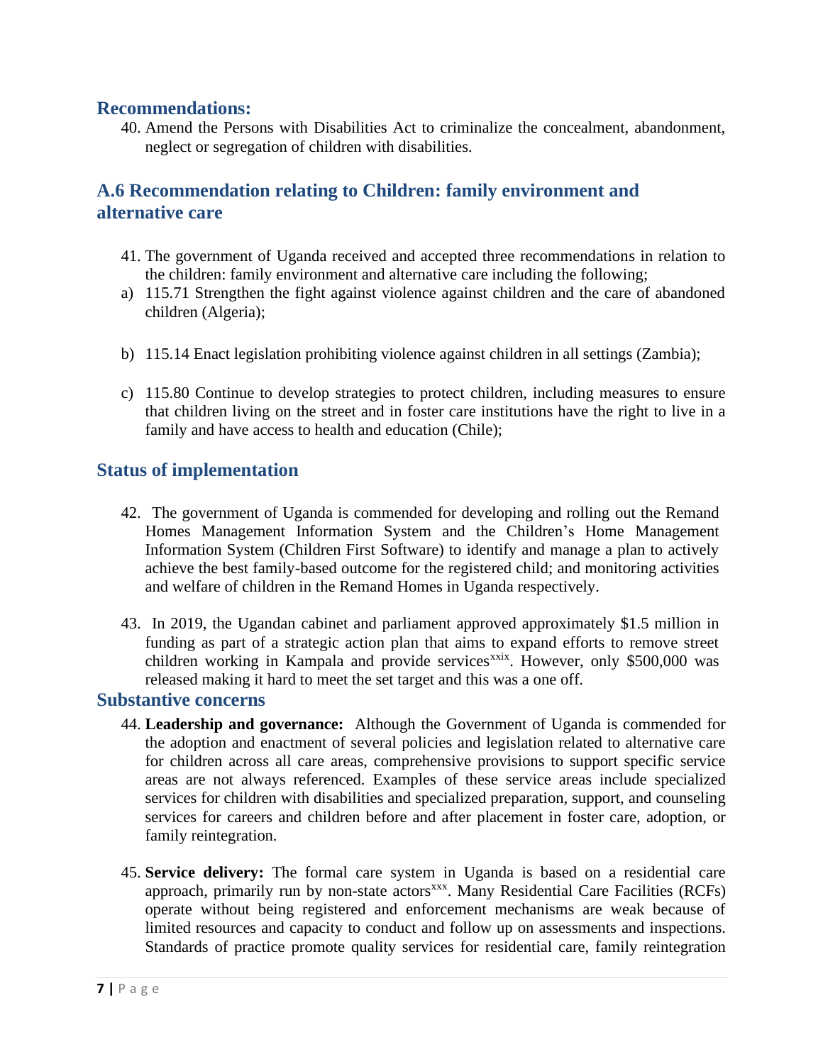## Recommendations:

40. Amend the Persons with Disabilities Act to criminalize the concealment, abandonment, neglect or segregation of children with disabilities.

## A.6 Recommendation relating to Children: family environment and alternative care

41. The government of Uganda received and accepted three recommendations in relation to the children: family environment and alternative care including the following;

a) 115.71 Strengthen the fight against violence against children and the care of abandoned children (Algeria);

b) 115.14 Enact legislation prohibiting violence against children in all settings (Zambia);

c) 115.80 Continue to develop strategies to protect children, including measures to ensure that children living on the street and in foster care institutions have the right to live in a family and have access to health and education (Chile);

## Status of implementation

42. The government of Uganda is commended for developing and rolling out the Remand Homes Management Information System and the Children's Home Management Information System (Children First Software) to identify and manage a plan to actively achieve the best family-based outcome for the registered child; and monitoring activities and welfare of children in the Remand Homes in Uganda respectively.

43. In 2019, the Ugandan cabinet and parliament approved approximately $1.5 million in funding as part of a strategic action plan that aims to expand efforts to remove street children working in Kampala and provide services[xxix]. However, only $500,000 was released making it hard to meet the set target and this was a one off.

## Substantive concerns

44. **Leadership and governance:** Although the Government of Uganda is commended for the adoption and enactment of several policies and legislation related to alternative care for children across all care areas, comprehensive provisions to support specific service areas are not always referenced. Examples of these service areas include specialized services for children with disabilities and specialized preparation, support, and counseling services for careers and children before and after placement in foster care, adoption, or family reintegration.

45. **Service delivery:** The formal care system in Uganda is based on a residential care approach, primarily run by non-state actors[xxx]. Many Residential Care Facilities (RCFs) operate without being registered and enforcement mechanisms are weak because of limited resources and capacity to conduct and follow up on assessments and inspections. Standards of practice promote quality services for residential care, family reintegration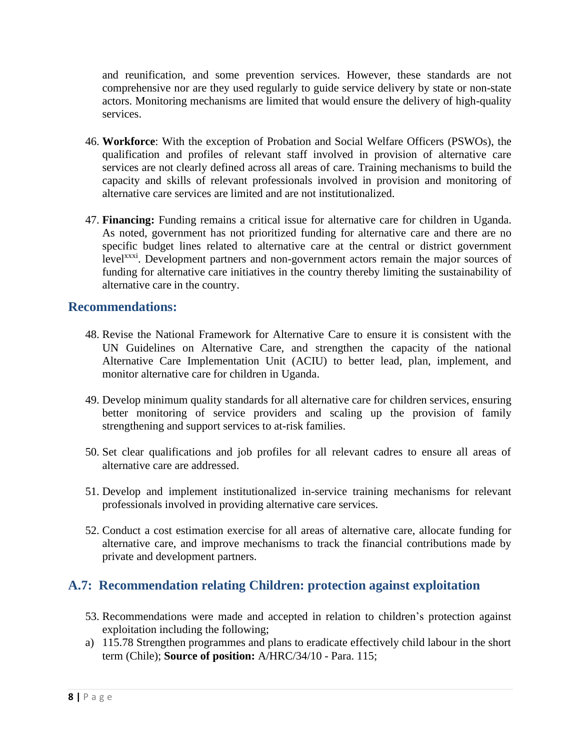and reunification, and some prevention services. However, these standards are not comprehensive nor are they used regularly to guide service delivery by state or non-state actors. Monitoring mechanisms are limited that would ensure the delivery of high-quality services.

46. **Workforce**: With the exception of Probation and Social Welfare Officers (PSWOs), the qualification and profiles of relevant staff involved in provision of alternative care services are not clearly defined across all areas of care. Training mechanisms to build the capacity and skills of relevant professionals involved in provision and monitoring of alternative care services are limited and are not institutionalized.

47. **Financing:** Funding remains a critical issue for alternative care for children in Uganda. As noted, government has not prioritized funding for alternative care and there are no specific budget lines related to alternative care at the central or district government level[xxxi]. Development partners and non-government actors remain the major sources of funding for alternative care initiatives in the country thereby limiting the sustainability of alternative care in the country.

## Recommendations:

48. Revise the National Framework for Alternative Care to ensure it is consistent with the UN Guidelines on Alternative Care, and strengthen the capacity of the national Alternative Care Implementation Unit (ACIU) to better lead, plan, implement, and monitor alternative care for children in Uganda.

49. Develop minimum quality standards for all alternative care for children services, ensuring better monitoring of service providers and scaling up the provision of family strengthening and support services to at-risk families.

50. Set clear qualifications and job profiles for all relevant cadres to ensure all areas of alternative care are addressed.

51. Develop and implement institutionalized in-service training mechanisms for relevant professionals involved in providing alternative care services.

52. Conduct a cost estimation exercise for all areas of alternative care, allocate funding for alternative care, and improve mechanisms to track the financial contributions made by private and development partners.

## A.7: Recommendation relating Children: protection against exploitation

53. Recommendations were made and accepted in relation to children's protection against exploitation including the following;

a) 115.78 Strengthen programmes and plans to eradicate effectively child labour in the short term (Chile); **Source of position:** A/HRC/34/10 - Para. 115;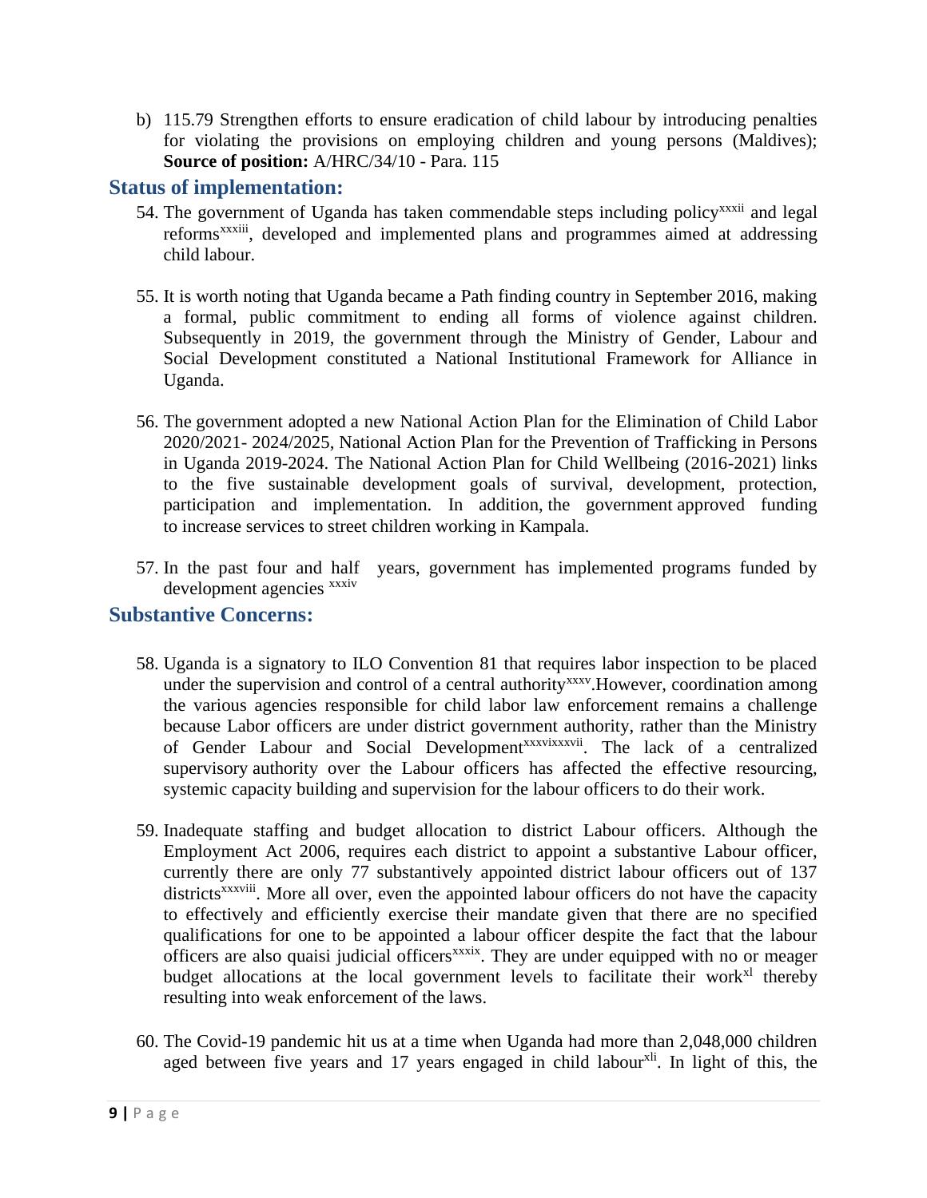b) 115.79 Strengthen efforts to ensure eradication of child labour by introducing penalties for violating the provisions on employing children and young persons (Maldives); **Source of position:** A/HRC/34/10 - Para. 115

## Status of implementation:

54. The government of Uganda has taken commendable steps including policy[xxxii] and legal reforms[xxxiii], developed and implemented plans and programmes aimed at addressing child labour.

55. It is worth noting that Uganda became a Path finding country in September 2016, making a formal, public commitment to ending all forms of violence against children. Subsequently in 2019, the government through the Ministry of Gender, Labour and Social Development constituted a National Institutional Framework for Alliance in Uganda.

56. The government adopted a new National Action Plan for the Elimination of Child Labor 2020/2021- 2024/2025, National Action Plan for the Prevention of Trafficking in Persons in Uganda 2019-2024. The National Action Plan for Child Wellbeing (2016-2021) links to the five sustainable development goals of survival, development, protection, participation and implementation. In addition, the government approved funding to increase services to street children working in Kampala.

57. In the past four and half years, government has implemented programs funded by development agencies [xxxiv]

## Substantive Concerns:

58. Uganda is a signatory to ILO Convention 81 that requires labor inspection to be placed under the supervision and control of a central authority[xxxv].However, coordination among the various agencies responsible for child labor law enforcement remains a challenge because Labor officers are under district government authority, rather than the Ministry of Gender Labour and Social Development[xxxvi][xxxvii]. The lack of a centralized supervisory authority over the Labour officers has affected the effective resourcing, systemic capacity building and supervision for the labour officers to do their work.

59. Inadequate staffing and budget allocation to district Labour officers. Although the Employment Act 2006, requires each district to appoint a substantive Labour officer, currently there are only 77 substantively appointed district labour officers out of 137 districts[xxxviii]. More all over, even the appointed labour officers do not have the capacity to effectively and efficiently exercise their mandate given that there are no specified qualifications for one to be appointed a labour officer despite the fact that the labour officers are also quaisi judicial officers[xxxix]. They are under equipped with no or meager budget allocations at the local government levels to facilitate their work[xl] thereby resulting into weak enforcement of the laws.

60. The Covid-19 pandemic hit us at a time when Uganda had more than 2,048,000 children aged between five years and 17 years engaged in child labour[xli]. In light of this, the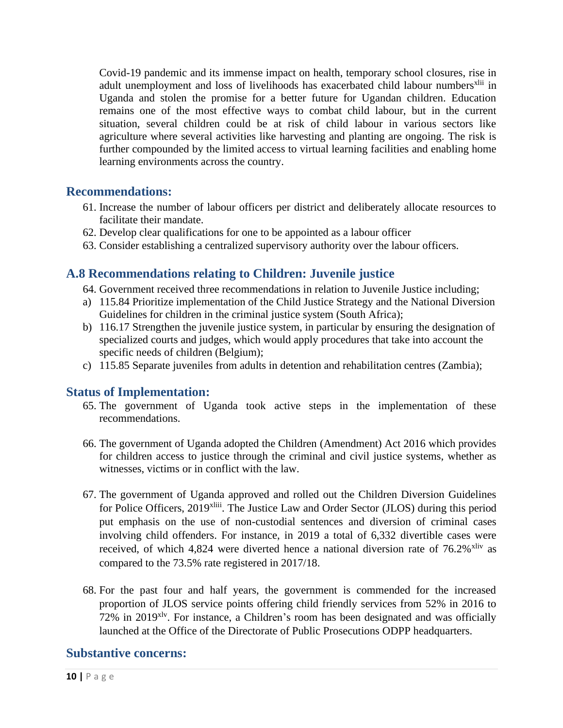Covid-19 pandemic and its immense impact on health, temporary school closures, rise in adult unemployment and loss of livelihoods has exacerbated child labour numbers[xlii] in Uganda and stolen the promise for a better future for Ugandan children. Education remains one of the most effective ways to combat child labour, but in the current situation, several children could be at risk of child labour in various sectors like agriculture where several activities like harvesting and planting are ongoing. The risk is further compounded by the limited access to virtual learning facilities and enabling home learning environments across the country.

## Recommendations:

61. Increase the number of labour officers per district and deliberately allocate resources to facilitate their mandate.
62. Develop clear qualifications for one to be appointed as a labour officer
63. Consider establishing a centralized supervisory authority over the labour officers.

## A.8 Recommendations relating to Children: Juvenile justice

64. Government received three recommendations in relation to Juvenile Justice including;

a) 115.84 Prioritize implementation of the Child Justice Strategy and the National Diversion Guidelines for children in the criminal justice system (South Africa);

b) 116.17 Strengthen the juvenile justice system, in particular by ensuring the designation of specialized courts and judges, which would apply procedures that take into account the specific needs of children (Belgium);

c) 115.85 Separate juveniles from adults in detention and rehabilitation centres (Zambia);

## Status of Implementation:

65. The government of Uganda took active steps in the implementation of these recommendations.

66. The government of Uganda adopted the Children (Amendment) Act 2016 which provides for children access to justice through the criminal and civil justice systems, whether as witnesses, victims or in conflict with the law.

67. The government of Uganda approved and rolled out the Children Diversion Guidelines for Police Officers, 2019[xliii]. The Justice Law and Order Sector (JLOS) during this period put emphasis on the use of non-custodial sentences and diversion of criminal cases involving child offenders. For instance, in 2019 a total of 6,332 divertible cases were received, of which 4,824 were diverted hence a national diversion rate of 76.2%[xliv] as compared to the 73.5% rate registered in 2017/18.

68. For the past four and half years, the government is commended for the increased proportion of JLOS service points offering child friendly services from 52% in 2016 to 72% in 2019[xlv]. For instance, a Children's room has been designated and was officially launched at the Office of the Directorate of Public Prosecutions ODPP headquarters.

## Substantive concerns: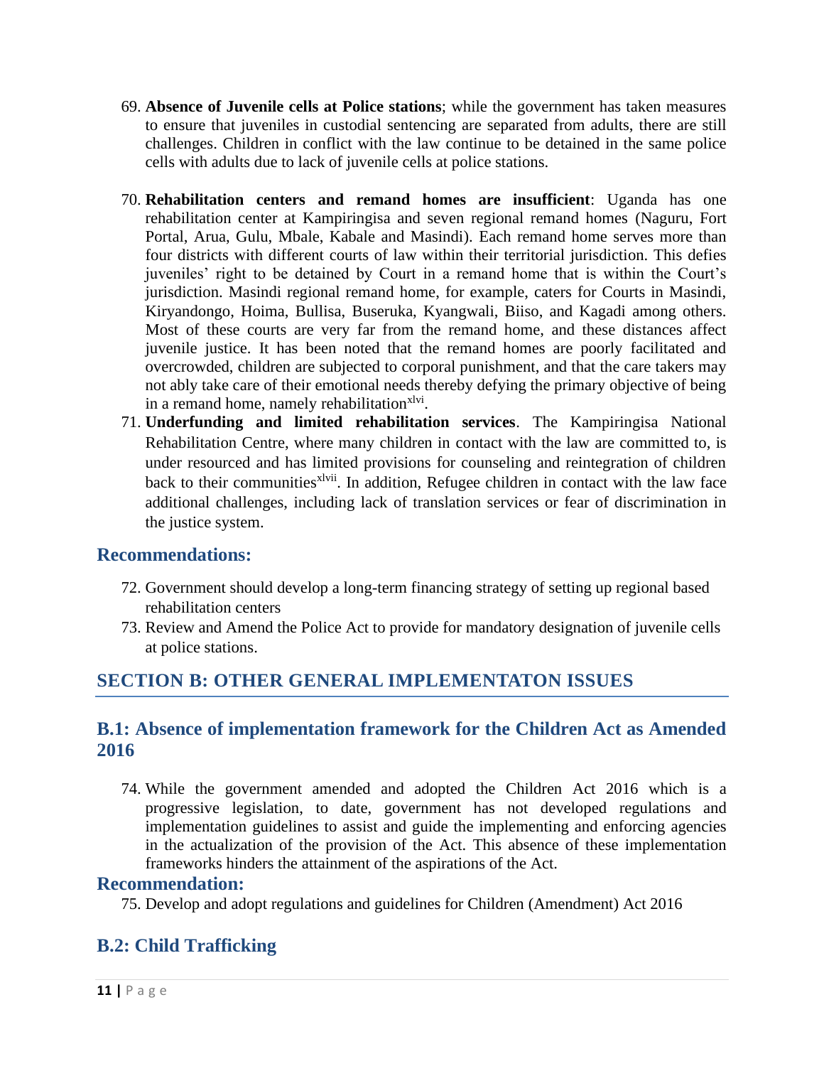69. **Absence of Juvenile cells at Police stations**; while the government has taken measures to ensure that juveniles in custodial sentencing are separated from adults, there are still challenges. Children in conflict with the law continue to be detained in the same police cells with adults due to lack of juvenile cells at police stations.

70. **Rehabilitation centers and remand homes are insufficient**: Uganda has one rehabilitation center at Kampiringisa and seven regional remand homes (Naguru, Fort Portal, Arua, Gulu, Mbale, Kabale and Masindi). Each remand home serves more than four districts with different courts of law within their territorial jurisdiction. This defies juveniles' right to be detained by Court in a remand home that is within the Court's jurisdiction. Masindi regional remand home, for example, caters for Courts in Masindi, Kiryandongo, Hoima, Bullisa, Buseruka, Kyangwali, Biiso, and Kagadi among others. Most of these courts are very far from the remand home, and these distances affect juvenile justice. It has been noted that the remand homes are poorly facilitated and overcrowded, children are subjected to corporal punishment, and that the care takers may not ably take care of their emotional needs thereby defying the primary objective of being in a remand home, namely rehabilitation[xlvi].
71. **Underfunding and limited rehabilitation services**. The Kampiringisa National Rehabilitation Centre, where many children in contact with the law are committed to, is under resourced and has limited provisions for counseling and reintegration of children back to their communities[xlvii]. In addition, Refugee children in contact with the law face additional challenges, including lack of translation services or fear of discrimination in the justice system.

## Recommendations:

72. Government should develop a long-term financing strategy of setting up regional based rehabilitation centers
73. Review and Amend the Police Act to provide for mandatory designation of juvenile cells at police stations.

## SECTION B: OTHER GENERAL IMPLEMENTATON ISSUES

### B.1: Absence of implementation framework for the Children Act as Amended 2016

74. While the government amended and adopted the Children Act 2016 which is a progressive legislation, to date, government has not developed regulations and implementation guidelines to assist and guide the implementing and enforcing agencies in the actualization of the provision of the Act. This absence of these implementation frameworks hinders the attainment of the aspirations of the Act.

### Recommendation:

75. Develop and adopt regulations and guidelines for Children (Amendment) Act 2016

### B.2: Child Trafficking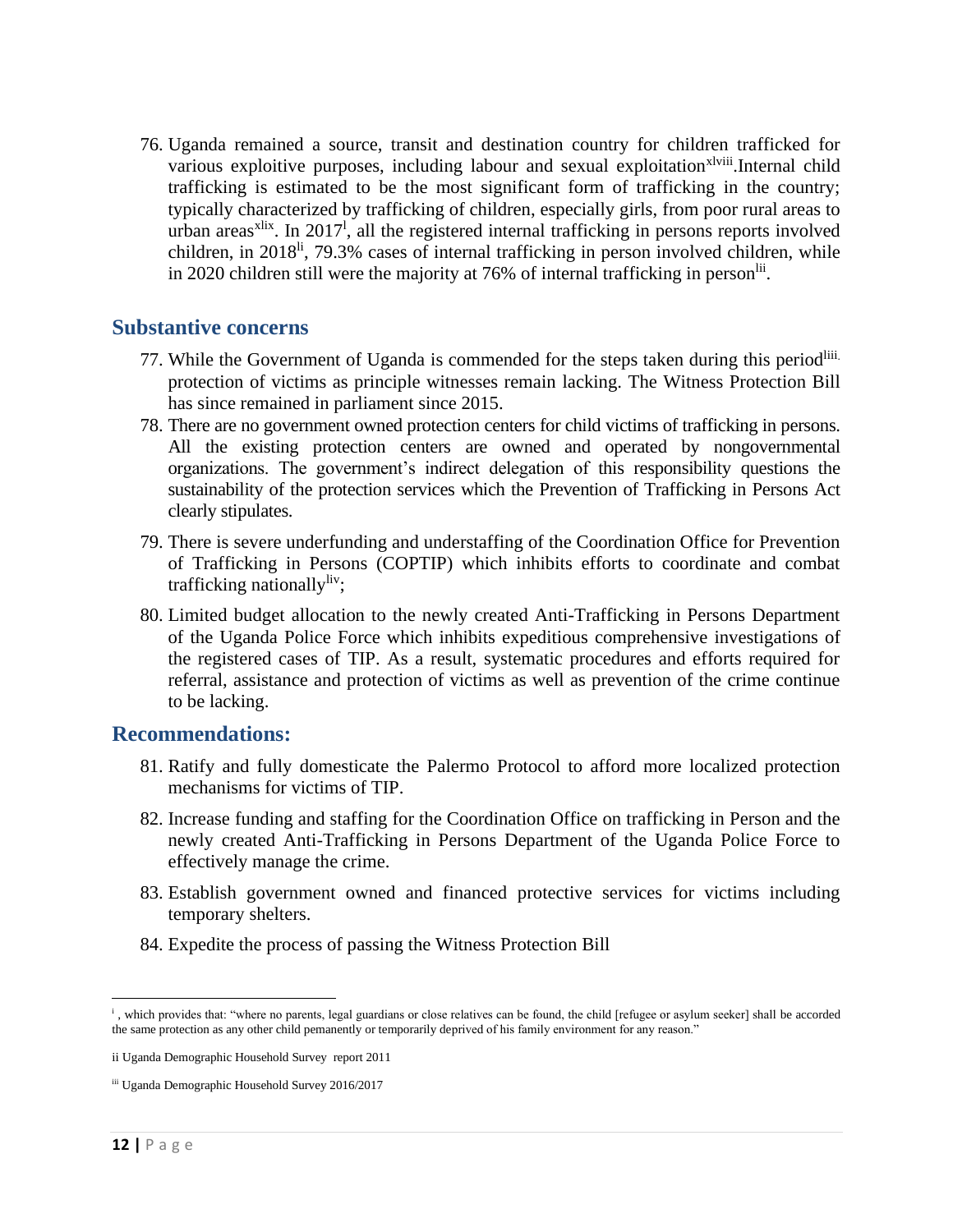76. Uganda remained a source, transit and destination country for children trafficked for various exploitive purposes, including labour and sexual exploitation[xlviii].Internal child trafficking is estimated to be the most significant form of trafficking in the country; typically characterized by trafficking of children, especially girls, from poor rural areas to urban areas[xlix]. In 2017[l], all the registered internal trafficking in persons reports involved children, in 2018[li], 79.3% cases of internal trafficking in person involved children, while in 2020 children still were the majority at 76% of internal trafficking in person[lii].

## Substantive concerns

77. While the Government of Uganda is commended for the steps taken during this period[liii.] protection of victims as principle witnesses remain lacking. The Witness Protection Bill has since remained in parliament since 2015.
78. There are no government owned protection centers for child victims of trafficking in persons. All the existing protection centers are owned and operated by nongovernmental organizations. The government's indirect delegation of this responsibility questions the sustainability of the protection services which the Prevention of Trafficking in Persons Act clearly stipulates.
79. There is severe underfunding and understaffing of the Coordination Office for Prevention of Trafficking in Persons (COPTIP) which inhibits efforts to coordinate and combat trafficking nationally[liv];
80. Limited budget allocation to the newly created Anti-Trafficking in Persons Department of the Uganda Police Force which inhibits expeditious comprehensive investigations of the registered cases of TIP. As a result, systematic procedures and efforts required for referral, assistance and protection of victims as well as prevention of the crime continue to be lacking.

## Recommendations:

81. Ratify and fully domesticate the Palermo Protocol to afford more localized protection mechanisms for victims of TIP.
82. Increase funding and staffing for the Coordination Office on trafficking in Person and the newly created Anti-Trafficking in Persons Department of the Uganda Police Force to effectively manage the crime.
83. Establish government owned and financed protective services for victims including temporary shelters.
84. Expedite the process of passing the Witness Protection Bill

---

[i] , which provides that: "where no parents, legal guardians or close relatives can be found, the child [refugee or asylum seeker] shall be accorded the same protection as any other child pemanently or temporarily deprived of his family environment for any reason."

ii Uganda Demographic Household Survey report 2011

[iii] Uganda Demographic Household Survey 2016/2017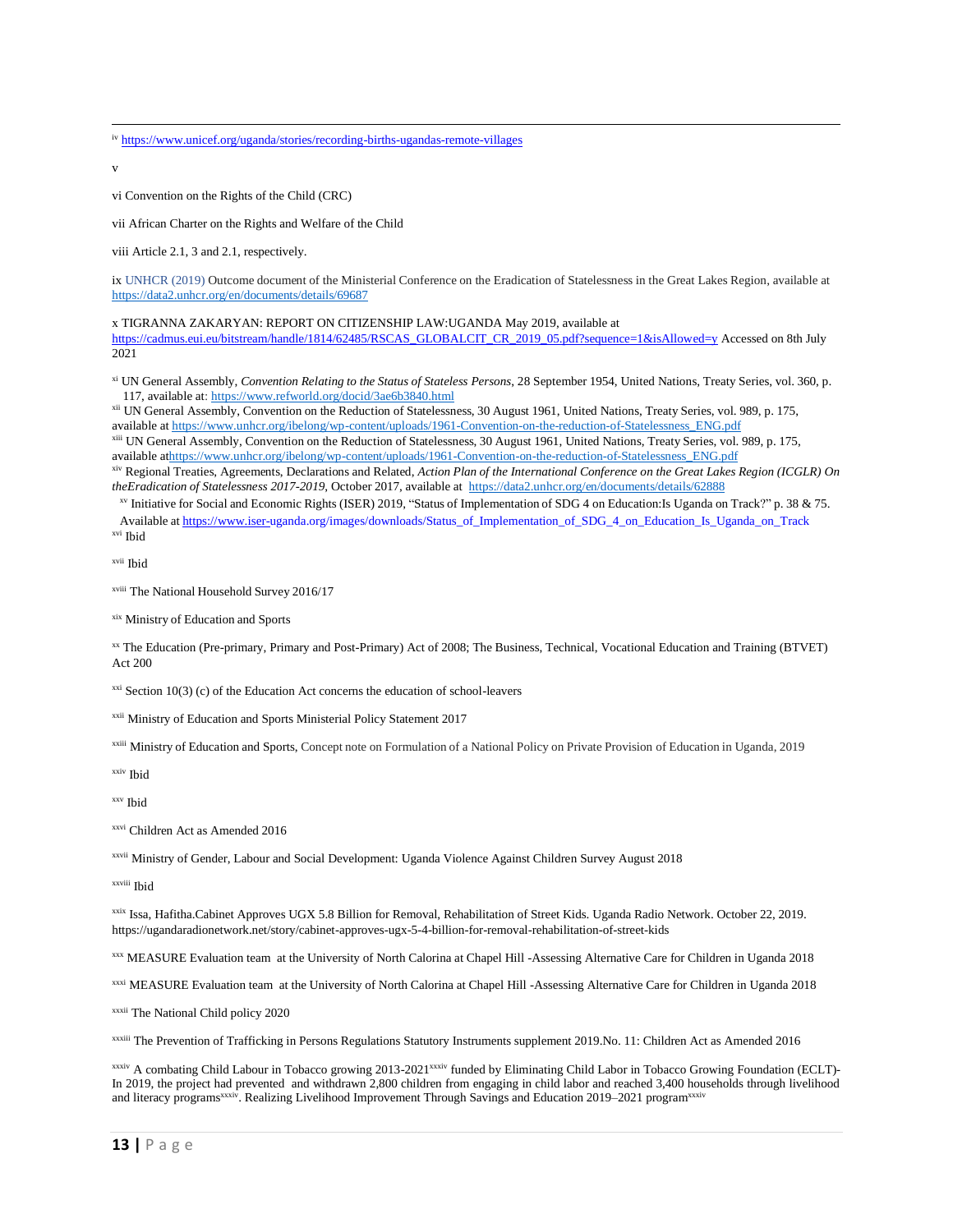[iv] https://www.unicef.org/uganda/stories/recording-births-ugandas-remote-villages

v

vi Convention on the Rights of the Child (CRC)

vii African Charter on the Rights and Welfare of the Child

viii Article 2.1, 3 and 2.1, respectively.

ix UNHCR (2019) Outcome document of the Ministerial Conference on the Eradication of Statelessness in the Great Lakes Region, available at https://data2.unhcr.org/en/documents/details/69687

x TIGRANNA ZAKARYAN: REPORT ON CITIZENSHIP LAW:UGANDA May 2019, available at https://cadmus.eui.eu/bitstream/handle/1814/62485/RSCAS_GLOBALCIT_CR_2019_05.pdf?sequence=1&isAllowed=y Accessed on 8th July 2021

[xi] UN General Assembly, *Convention Relating to the Status of Stateless Persons*, 28 September 1954, United Nations, Treaty Series, vol. 360, p. 117, available at: https://www.refworld.org/docid/3ae6b3840.html

[xii] UN General Assembly, Convention on the Reduction of Statelessness, 30 August 1961, United Nations, Treaty Series, vol. 989, p. 175, available at https://www.unhcr.org/ibelong/wp-content/uploads/1961-Convention-on-the-reduction-of-Statelessness_ENG.pdf

[xiii] UN General Assembly, Convention on the Reduction of Statelessness, 30 August 1961, United Nations, Treaty Series, vol. 989, p. 175, available athttps://www.unhcr.org/ibelong/wp-content/uploads/1961-Convention-on-the-reduction-of-Statelessness_ENG.pdf

[xiv] Regional Treaties, Agreements, Declarations and Related, *Action Plan of the International Conference on the Great Lakes Region (ICGLR) On theEradication of Statelessness 2017-2019*, October 2017, available at https://data2.unhcr.org/en/documents/details/62888

[xv] Initiative for Social and Economic Rights (ISER) 2019, "Status of Implementation of SDG 4 on Education:Is Uganda on Track?" p. 38 & 75. Available at https://www.iser-uganda.org/images/downloads/Status_of_Implementation_of_SDG_4_on_Education_Is_Uganda_on_Track

[xvi] Ibid

[xvii] Ibid

[xviii] The National Household Survey 2016/17

[xix] Ministry of Education and Sports

[xx] The Education (Pre-primary, Primary and Post-Primary) Act of 2008; The Business, Technical, Vocational Education and Training (BTVET) Act 200

[xxi] Section 10(3) (c) of the Education Act concerns the education of school-leavers

[xxii] Ministry of Education and Sports Ministerial Policy Statement 2017

[xxiii] Ministry of Education and Sports, Concept note on Formulation of a National Policy on Private Provision of Education in Uganda, 2019

[xxiv] Ibid

[xxv] Ibid

[xxvi] Children Act as Amended 2016

[xxvii] Ministry of Gender, Labour and Social Development: Uganda Violence Against Children Survey August 2018

[xxviii] Ibid

[xxix] Issa, Hafitha.Cabinet Approves UGX 5.8 Billion for Removal, Rehabilitation of Street Kids. Uganda Radio Network. October 22, 2019. https://ugandaradionetwork.net/story/cabinet-approves-ugx-5-4-billion-for-removal-rehabilitation-of-street-kids

[xxx] MEASURE Evaluation team at the University of North Calorina at Chapel Hill -Assessing Alternative Care for Children in Uganda 2018

[xxxi] MEASURE Evaluation team at the University of North Calorina at Chapel Hill -Assessing Alternative Care for Children in Uganda 2018

[xxxii] The National Child policy 2020

[xxxiii] The Prevention of Trafficking in Persons Regulations Statutory Instruments supplement 2019.No. 11: Children Act as Amended 2016

[xxxiv] A combating Child Labour in Tobacco growing 2013-2021[xxxiv] funded by Eliminating Child Labor in Tobacco Growing Foundation (ECLT)- In 2019, the project had prevented and withdrawn 2,800 children from engaging in child labor and reached 3,400 households through livelihood and literacy programs[xxxiv]. Realizing Livelihood Improvement Through Savings and Education 2019–2021 program[xxxiv]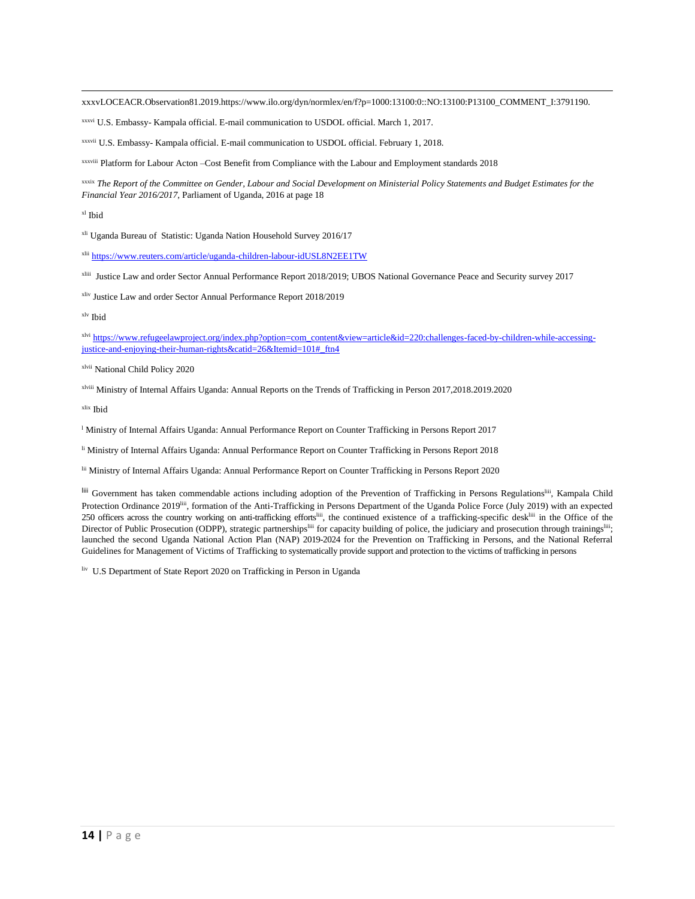xxxvLOCEACR.Observation81.2019.https://www.ilo.org/dyn/normlex/en/f?p=1000:13100:0::NO:13100:P13100_COMMENT_I:3791190.

[xxxvi] U.S. Embassy- Kampala official. E-mail communication to USDOL official. March 1, 2017.

[xxxvii] U.S. Embassy- Kampala official. E-mail communication to USDOL official. February 1, 2018.

[xxxviii] Platform for Labour Acton –Cost Benefit from Compliance with the Labour and Employment standards 2018

[xxxix] *The Report of the Committee on Gender, Labour and Social Development on Ministerial Policy Statements and Budget Estimates for the Financial Year 2016/2017*, Parliament of Uganda, 2016 at page 18

[xl] Ibid

[xli] Uganda Bureau of Statistic: Uganda Nation Household Survey 2016/17

[xlii] https://www.reuters.com/article/uganda-children-labour-idUSL8N2EE1TW

[xliii] Justice Law and order Sector Annual Performance Report 2018/2019; UBOS National Governance Peace and Security survey 2017

[xliv] Justice Law and order Sector Annual Performance Report 2018/2019

[xlv] Ibid

[xlvi] https://www.refugeelawproject.org/index.php?option=com_content&view=article&id=220:challenges-faced-by-children-while-accessing-justice-and-enjoying-their-human-rights&catid=26&Itemid=101#_ftn4

[xlvii] National Child Policy 2020

[xlviii] Ministry of Internal Affairs Uganda: Annual Reports on the Trends of Trafficking in Person 2017,2018.2019.2020

[xlix] Ibid

[l] Ministry of Internal Affairs Uganda: Annual Performance Report on Counter Trafficking in Persons Report 2017

[li] Ministry of Internal Affairs Uganda: Annual Performance Report on Counter Trafficking in Persons Report 2018

[lii] Ministry of Internal Affairs Uganda: Annual Performance Report on Counter Trafficking in Persons Report 2020

[liii] Government has taken commendable actions including adoption of the Prevention of Trafficking in Persons Regulations[liii], Kampala Child Protection Ordinance 2019[liii], formation of the Anti-Trafficking in Persons Department of the Uganda Police Force (July 2019) with an expected 250 officers across the country working on anti-trafficking efforts[liii], the continued existence of a trafficking-specific desk[liii] in the Office of the Director of Public Prosecution (ODPP), strategic partnerships[liii] for capacity building of police, the judiciary and prosecution through trainings[liii]; launched the second Uganda National Action Plan (NAP) 2019-2024 for the Prevention on Trafficking in Persons, and the National Referral Guidelines for Management of Victims of Trafficking to systematically provide support and protection to the victims of trafficking in persons

[liv] U.S Department of State Report 2020 on Trafficking in Person in Uganda